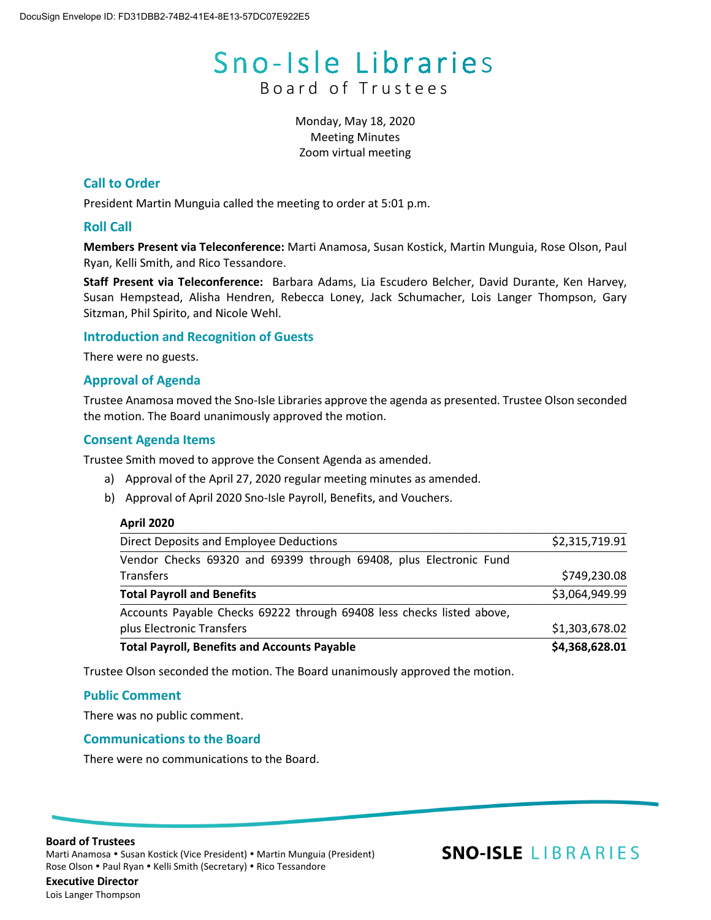# Sno-Isle Libraries

## Board of Trustees

Monday, May 18, 2020
Meeting Minutes
Zoom virtual meeting

### Call to Order

President Martin Munguia called the meeting to order at 5:01 p.m.

### Roll Call

**Members Present via Teleconference:** Marti Anamosa, Susan Kostick, Martin Munguia, Rose Olson, Paul Ryan, Kelli Smith, and Rico Tessandore.

**Staff Present via Teleconference:** Barbara Adams, Lia Escudero Belcher, David Durante, Ken Harvey, Susan Hempstead, Alisha Hendren, Rebecca Loney, Jack Schumacher, Lois Langer Thompson, Gary Sitzman, Phil Spirito, and Nicole Wehl.

### Introduction and Recognition of Guests

There were no guests.

### Approval of Agenda

Trustee Anamosa moved the Sno-Isle Libraries approve the agenda as presented. Trustee Olson seconded the motion. The Board unanimously approved the motion.

### Consent Agenda Items

Trustee Smith moved to approve the Consent Agenda as amended.

a) Approval of the April 27, 2020 regular meeting minutes as amended.
b) Approval of April 2020 Sno-Isle Payroll, Benefits, and Vouchers.

| **April 2020** | |
|---|---|
| Direct Deposits and Employee Deductions | $2,315,719.91 |
| Vendor Checks 69320 and 69399 through 69408, plus Electronic Fund Transfers | $749,230.08 |
| **Total Payroll and Benefits** | $3,064,949.99 |
| Accounts Payable Checks 69222 through 69408 less checks listed above, plus Electronic Transfers | $1,303,678.02 |
| **Total Payroll, Benefits and Accounts Payable** | **$4,368,628.01** |

Trustee Olson seconded the motion. The Board unanimously approved the motion.

### Public Comment

There was no public comment.

### Communications to the Board

There were no communications to the Board.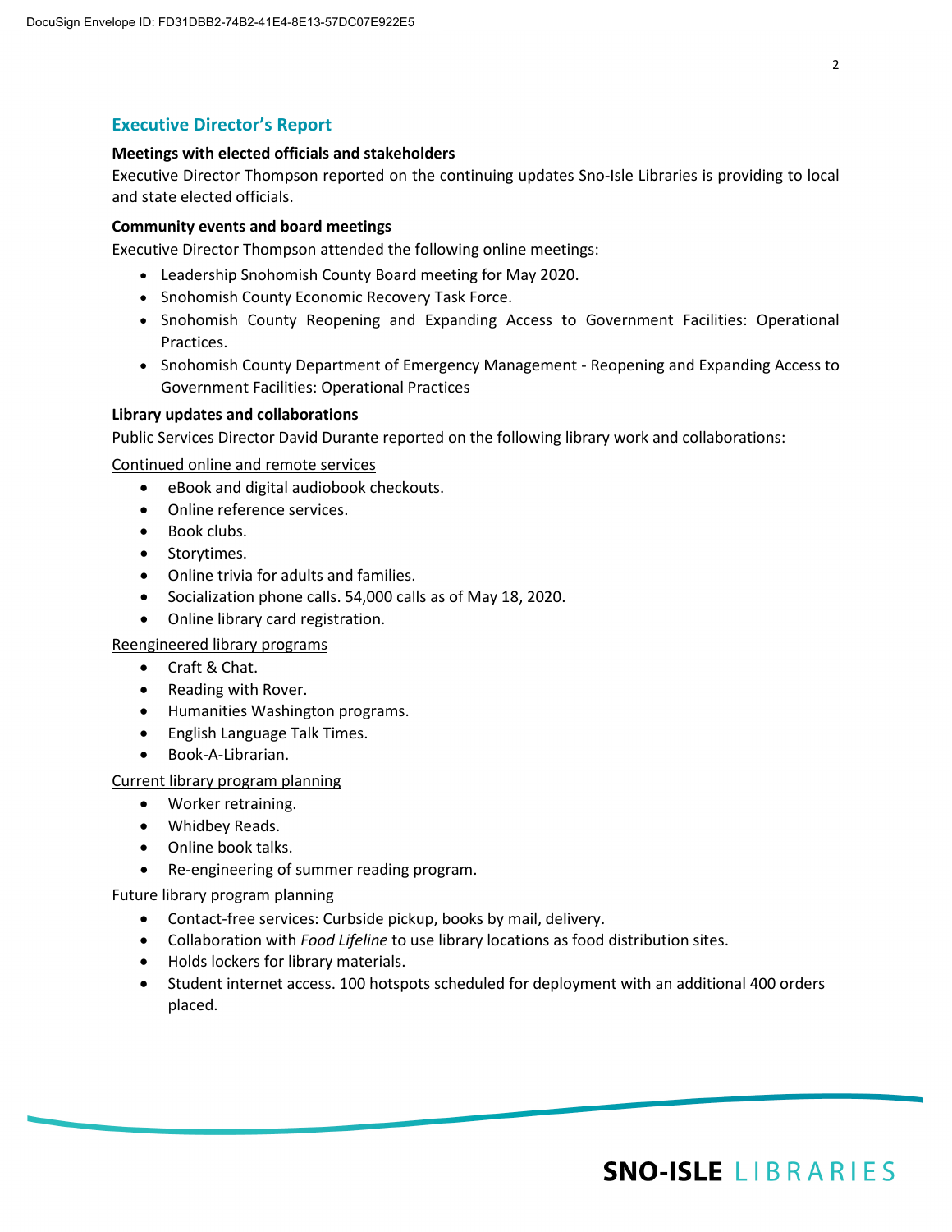## Executive Director's Report

**Meetings with elected officials and stakeholders**

Executive Director Thompson reported on the continuing updates Sno-Isle Libraries is providing to local and state elected officials.

**Community events and board meetings**

Executive Director Thompson attended the following online meetings:

- Leadership Snohomish County Board meeting for May 2020.
- Snohomish County Economic Recovery Task Force.
- Snohomish County Reopening and Expanding Access to Government Facilities: Operational Practices.
- Snohomish County Department of Emergency Management - Reopening and Expanding Access to Government Facilities: Operational Practices

**Library updates and collaborations**

Public Services Director David Durante reported on the following library work and collaborations:

<u>Continued online and remote services</u>

- eBook and digital audiobook checkouts.
- Online reference services.
- Book clubs.
- Storytimes.
- Online trivia for adults and families.
- Socialization phone calls. 54,000 calls as of May 18, 2020.
- Online library card registration.

<u>Reengineered library programs</u>

- Craft & Chat.
- Reading with Rover.
- Humanities Washington programs.
- English Language Talk Times.
- Book-A-Librarian.

<u>Current library program planning</u>

- Worker retraining.
- Whidbey Reads.
- Online book talks.
- Re-engineering of summer reading program.

<u>Future library program planning</u>

- Contact-free services: Curbside pickup, books by mail, delivery.
- Collaboration with *Food Lifeline* to use library locations as food distribution sites.
- Holds lockers for library materials.
- Student internet access. 100 hotspots scheduled for deployment with an additional 400 orders placed.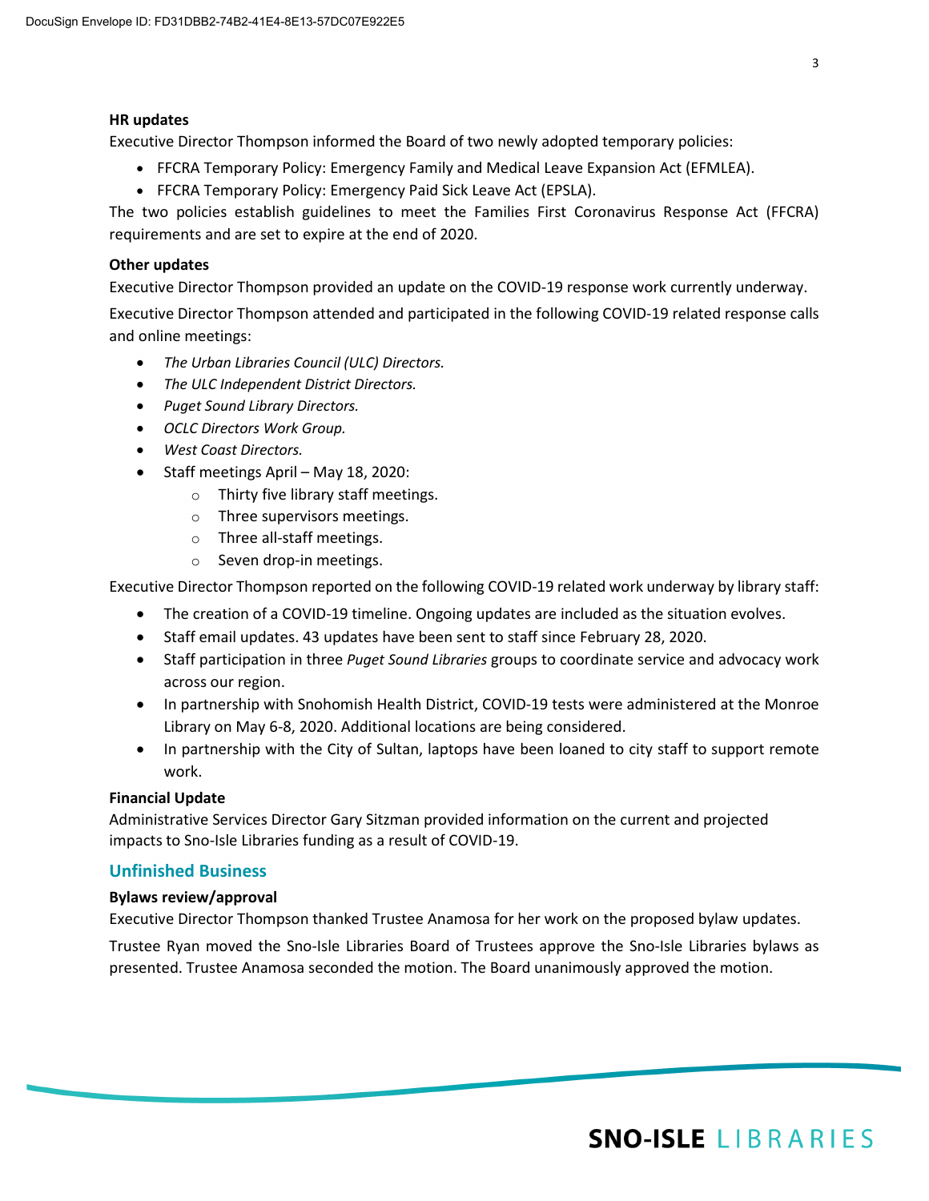**HR updates**

Executive Director Thompson informed the Board of two newly adopted temporary policies:

- FFCRA Temporary Policy: Emergency Family and Medical Leave Expansion Act (EFMLEA).
- FFCRA Temporary Policy: Emergency Paid Sick Leave Act (EPSLA).

The two policies establish guidelines to meet the Families First Coronavirus Response Act (FFCRA) requirements and are set to expire at the end of 2020.

**Other updates**

Executive Director Thompson provided an update on the COVID-19 response work currently underway.

Executive Director Thompson attended and participated in the following COVID-19 related response calls and online meetings:

- *The Urban Libraries Council (ULC) Directors.*
- *The ULC Independent District Directors.*
- *Puget Sound Library Directors.*
- *OCLC Directors Work Group.*
- *West Coast Directors.*
- Staff meetings April – May 18, 2020:
    - Thirty five library staff meetings.
    - Three supervisors meetings.
    - Three all-staff meetings.
    - Seven drop-in meetings.

Executive Director Thompson reported on the following COVID-19 related work underway by library staff:

- The creation of a COVID-19 timeline. Ongoing updates are included as the situation evolves.
- Staff email updates. 43 updates have been sent to staff since February 28, 2020.
- Staff participation in three *Puget Sound Libraries* groups to coordinate service and advocacy work across our region.
- In partnership with Snohomish Health District, COVID-19 tests were administered at the Monroe Library on May 6-8, 2020. Additional locations are being considered.
- In partnership with the City of Sultan, laptops have been loaned to city staff to support remote work.

**Financial Update**

Administrative Services Director Gary Sitzman provided information on the current and projected impacts to Sno-Isle Libraries funding as a result of COVID-19.

## Unfinished Business

**Bylaws review/approval**

Executive Director Thompson thanked Trustee Anamosa for her work on the proposed bylaw updates.

Trustee Ryan moved the Sno-Isle Libraries Board of Trustees approve the Sno-Isle Libraries bylaws as presented. Trustee Anamosa seconded the motion. The Board unanimously approved the motion.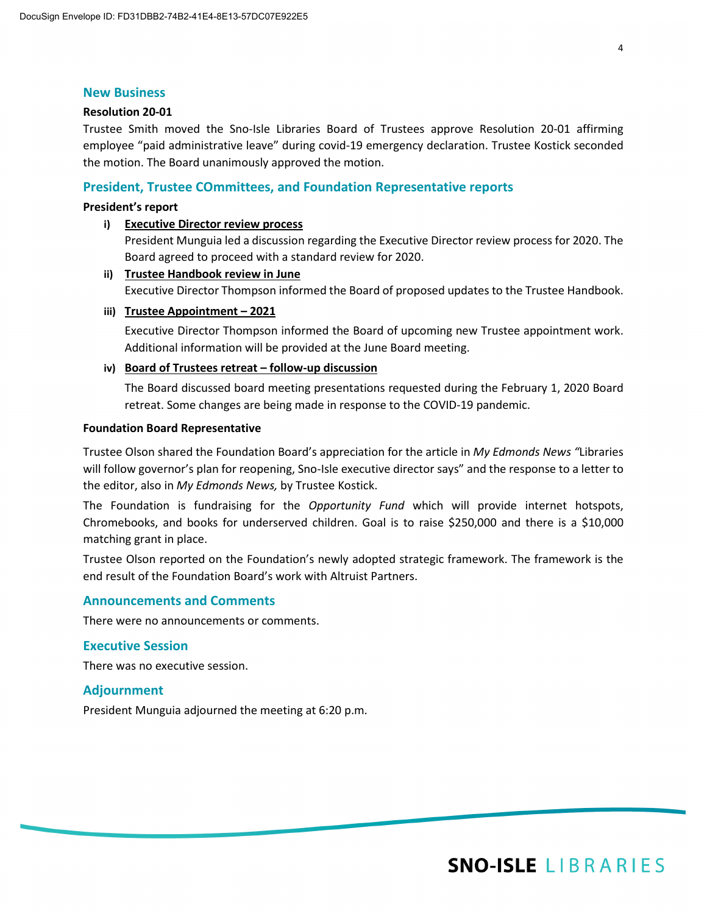## New Business

**Resolution 20-01**

Trustee Smith moved the Sno-Isle Libraries Board of Trustees approve Resolution 20-01 affirming employee "paid administrative leave" during covid-19 emergency declaration. Trustee Kostick seconded the motion. The Board unanimously approved the motion.

## President, Trustee COmmittees, and Foundation Representative reports

**President's report**

i) **Executive Director review process**
President Munguia led a discussion regarding the Executive Director review process for 2020. The Board agreed to proceed with a standard review for 2020.

ii) **Trustee Handbook review in June**
Executive Director Thompson informed the Board of proposed updates to the Trustee Handbook.

iii) **Trustee Appointment – 2021**
Executive Director Thompson informed the Board of upcoming new Trustee appointment work. Additional information will be provided at the June Board meeting.

iv) **Board of Trustees retreat – follow-up discussion**
The Board discussed board meeting presentations requested during the February 1, 2020 Board retreat. Some changes are being made in response to the COVID-19 pandemic.

**Foundation Board Representative**

Trustee Olson shared the Foundation Board's appreciation for the article in *My Edmonds News* "Libraries will follow governor's plan for reopening, Sno-Isle executive director says" and the response to a letter to the editor, also in *My Edmonds News,* by Trustee Kostick.

The Foundation is fundraising for the *Opportunity Fund* which will provide internet hotspots, Chromebooks, and books for underserved children. Goal is to raise $250,000 and there is a $10,000 matching grant in place.

Trustee Olson reported on the Foundation's newly adopted strategic framework. The framework is the end result of the Foundation Board's work with Altruist Partners.

## Announcements and Comments

There were no announcements or comments.

## Executive Session

There was no executive session.

## Adjournment

President Munguia adjourned the meeting at 6:20 p.m.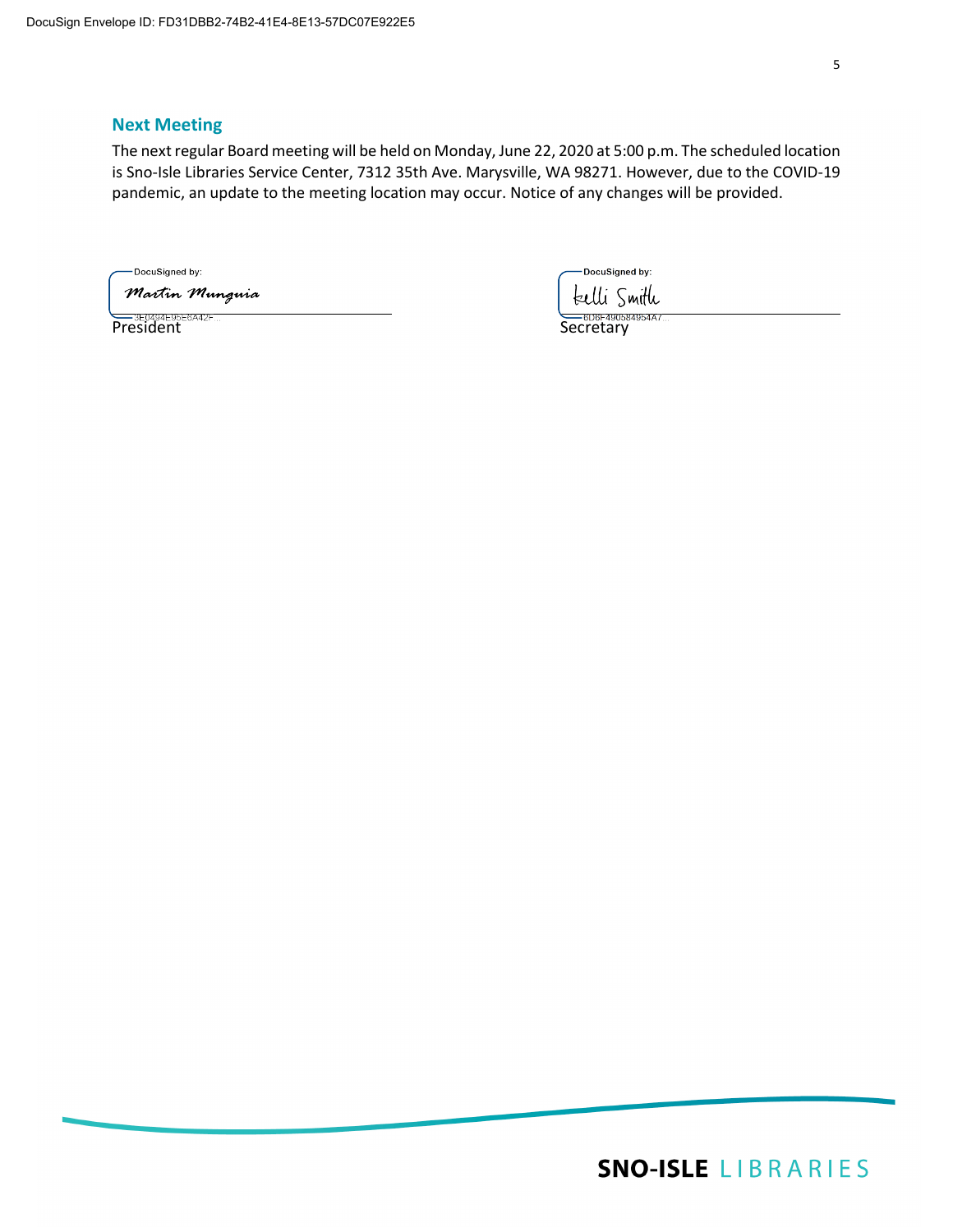## Next Meeting

The next regular Board meeting will be held on Monday, June 22, 2020 at 5:00 p.m. The scheduled location is Sno-Isle Libraries Service Center, 7312 35th Ave. Marysville, WA 98271. However, due to the COVID-19 pandemic, an update to the meeting location may occur. Notice of any changes will be provided.

DocuSigned by:
Martin Munguia
3E0494E95E6A42F...
President

DocuSigned by:
Kelli Smith
6D6F490584954A7...
Secretary